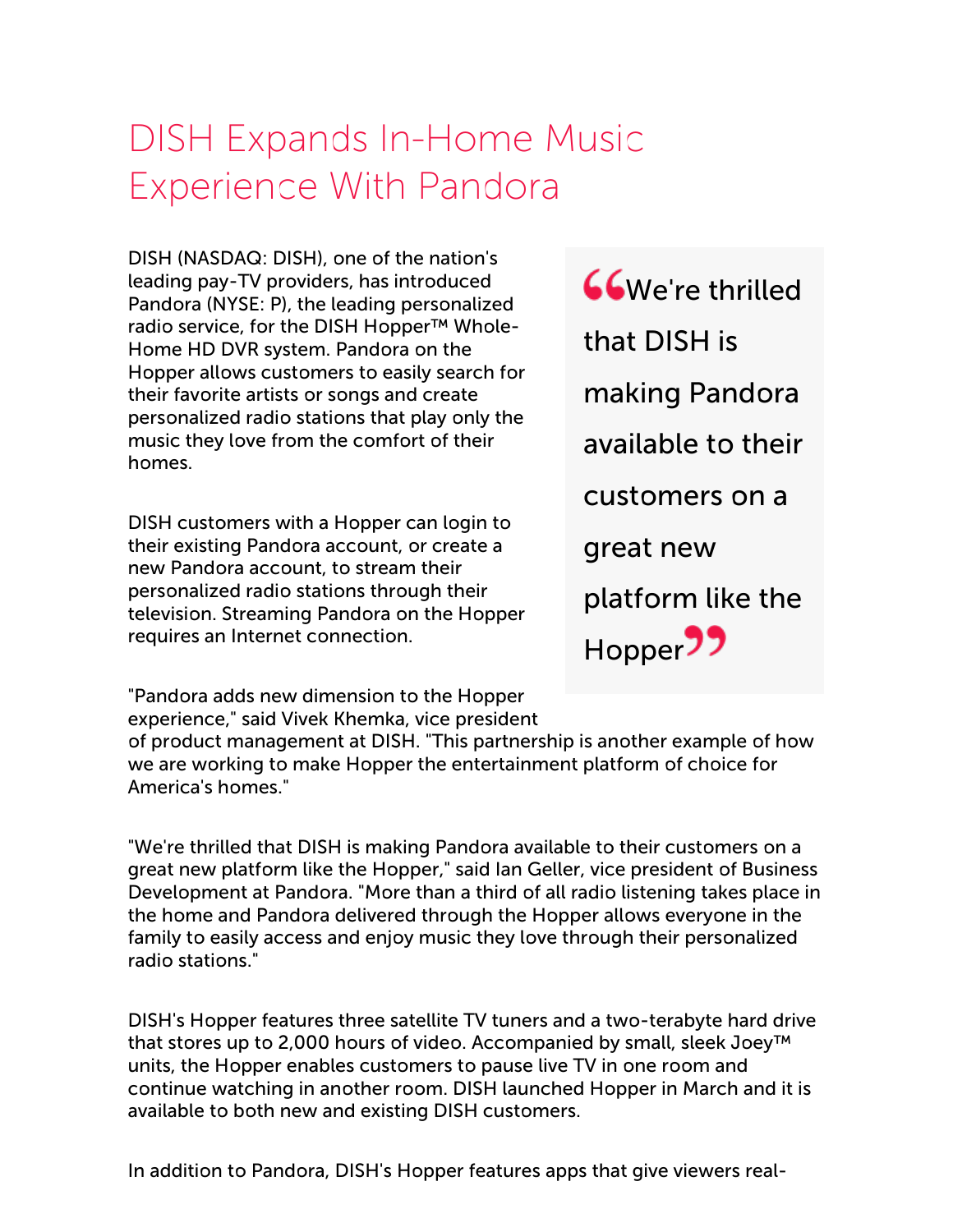# DISH Expands In-Home Music Experience With Pandora

DISH (NASDAQ: DISH), one of the nation's leading pay-TV providers, has introduced Pandora (NYSE: P), the leading personalized radio service, for the DISH Hopper™ Whole-Home HD DVR system. Pandora on the Hopper allows customers to easily search for their favorite artists or songs and create personalized radio stations that play only the music they love from the comfort of their homes.

> "We're thrilled that DISH is making Pandora available to their customers on a great new platform like the Hopper"

DISH customers with a Hopper can login to their existing Pandora account, or create a new Pandora account, to stream their personalized radio stations through their television. Streaming Pandora on the Hopper requires an Internet connection.

"Pandora adds new dimension to the Hopper experience," said Vivek Khemka, vice president of product management at DISH. "This partnership is another example of how we are working to make Hopper the entertainment platform of choice for America's homes."

"We're thrilled that DISH is making Pandora available to their customers on a great new platform like the Hopper," said Ian Geller, vice president of Business Development at Pandora. "More than a third of all radio listening takes place in the home and Pandora delivered through the Hopper allows everyone in the family to easily access and enjoy music they love through their personalized radio stations."

DISH's Hopper features three satellite TV tuners and a two-terabyte hard drive that stores up to 2,000 hours of video. Accompanied by small, sleek Joey™ units, the Hopper enables customers to pause live TV in one room and continue watching in another room. DISH launched Hopper in March and it is available to both new and existing DISH customers.

In addition to Pandora, DISH's Hopper features apps that give viewers real-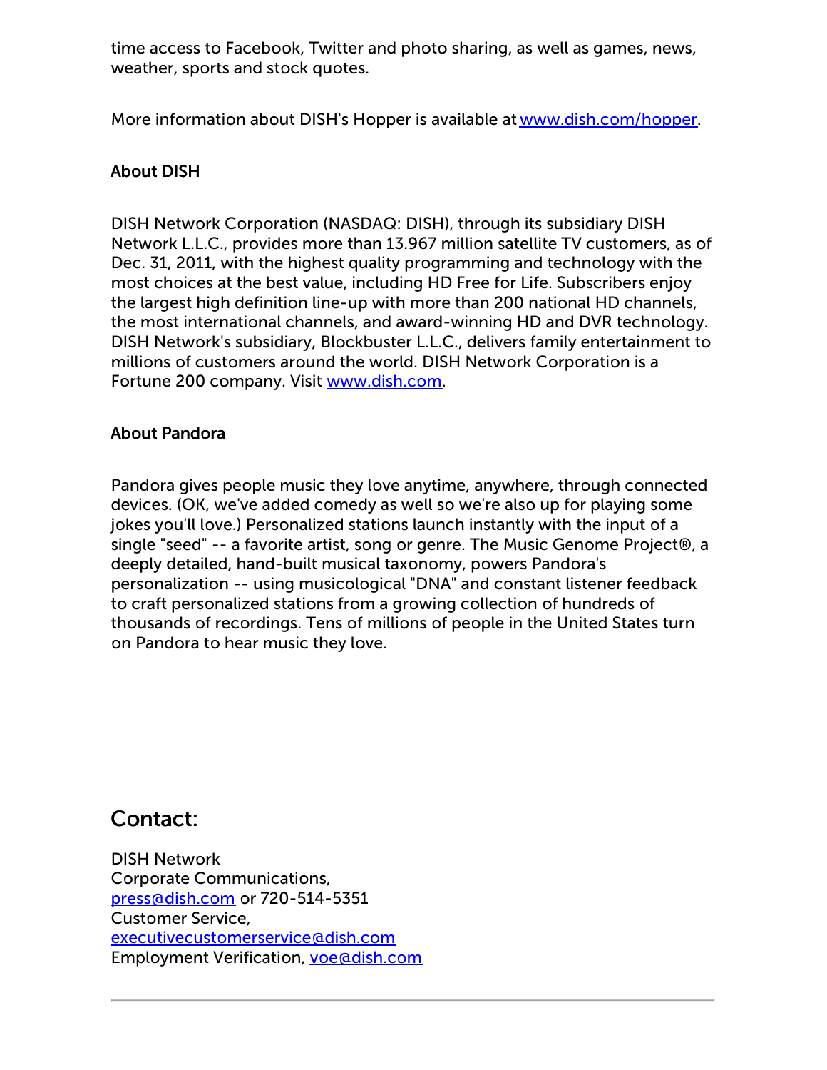time access to Facebook, Twitter and photo sharing, as well as games, news, weather, sports and stock quotes.

More information about DISH's Hopper is available at [www.dish.com/hopper](http://www.dish.com/hopper).

**About DISH**

DISH Network Corporation (NASDAQ: DISH), through its subsidiary DISH Network L.L.C., provides more than 13.967 million satellite TV customers, as of Dec. 31, 2011, with the highest quality programming and technology with the most choices at the best value, including HD Free for Life. Subscribers enjoy the largest high definition line-up with more than 200 national HD channels, the most international channels, and award-winning HD and DVR technology. DISH Network's subsidiary, Blockbuster L.L.C., delivers family entertainment to millions of customers around the world. DISH Network Corporation is a Fortune 200 company. Visit [www.dish.com](http://www.dish.com).

**About Pandora**

Pandora gives people music they love anytime, anywhere, through connected devices. (OK, we've added comedy as well so we're also up for playing some jokes you'll love.) Personalized stations launch instantly with the input of a single "seed" -- a favorite artist, song or genre. The Music Genome Project®, a deeply detailed, hand-built musical taxonomy, powers Pandora's personalization -- using musicological "DNA" and constant listener feedback to craft personalized stations from a growing collection of hundreds of thousands of recordings. Tens of millions of people in the United States turn on Pandora to hear music they love.

## Contact:

DISH Network
Corporate Communications,
[press@dish.com](mailto:press@dish.com) or 720-514-5351
Customer Service,
[executivecustomerservice@dish.com](mailto:executivecustomerservice@dish.com)
Employment Verification, [voe@dish.com](mailto:voe@dish.com)